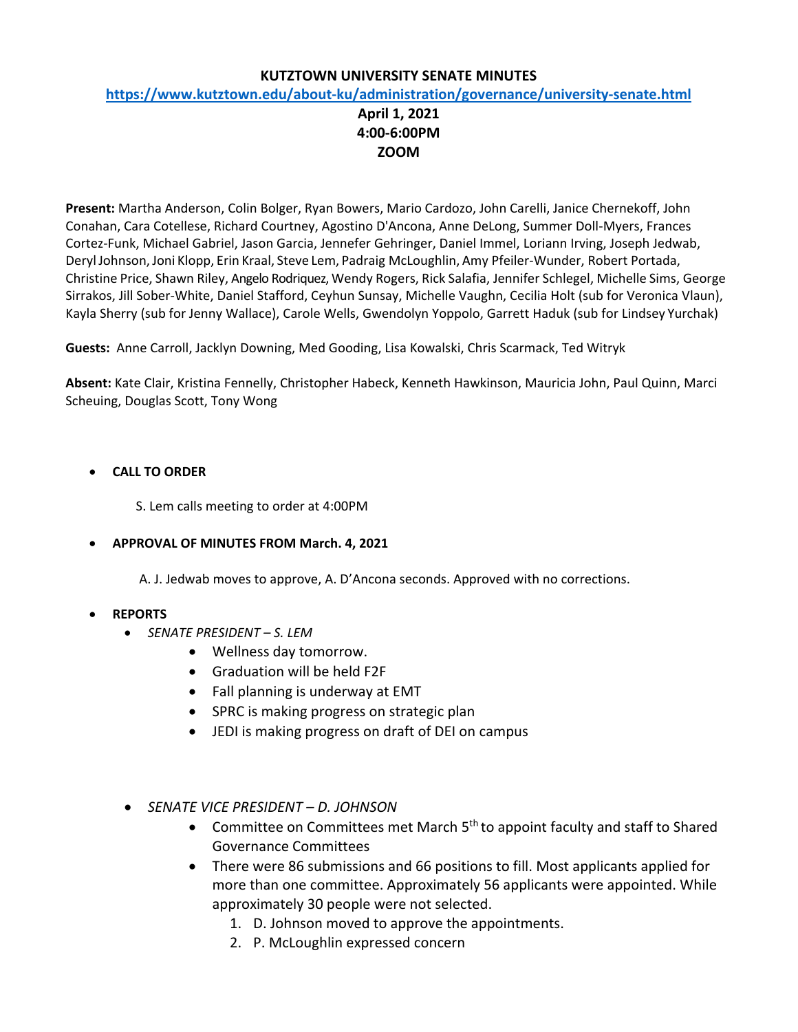# KUTZTOWN UNIVERSITY SENATE MINUTES

**https://www.kutztown.edu/about-ku/administration/governance/university-senate.html**

**April 1, 2021**
**4:00-6:00PM**
**ZOOM**

**Present:** Martha Anderson, Colin Bolger, Ryan Bowers, Mario Cardozo, John Carelli, Janice Chernekoff, John Conahan, Cara Cotellese, Richard Courtney, Agostino D'Ancona, Anne DeLong, Summer Doll-Myers, Frances Cortez-Funk, Michael Gabriel, Jason Garcia, Jennefer Gehringer, Daniel Immel, Loriann Irving, Joseph Jedwab, Deryl Johnson, Joni Klopp, Erin Kraal, Steve Lem, Padraig McLoughlin, Amy Pfeiler-Wunder, Robert Portada, Christine Price, Shawn Riley, Angelo Rodriquez, Wendy Rogers, Rick Salafia, Jennifer Schlegel, Michelle Sims, George Sirrakos, Jill Sober-White, Daniel Stafford, Ceyhun Sunsay, Michelle Vaughn, Cecilia Holt (sub for Veronica Vlaun), Kayla Sherry (sub for Jenny Wallace), Carole Wells, Gwendolyn Yoppolo, Garrett Haduk (sub for Lindsey Yurchak)

**Guests:** Anne Carroll, Jacklyn Downing, Med Gooding, Lisa Kowalski, Chris Scarmack, Ted Witryk

**Absent:** Kate Clair, Kristina Fennelly, Christopher Habeck, Kenneth Hawkinson, Mauricia John, Paul Quinn, Marci Scheuing, Douglas Scott, Tony Wong

- **CALL TO ORDER**

  S. Lem calls meeting to order at 4:00PM

- **APPROVAL OF MINUTES FROM March. 4, 2021**

  A. J. Jedwab moves to approve, A. D'Ancona seconds. Approved with no corrections.

- **REPORTS**
  - *SENATE PRESIDENT – S. LEM*
    - Wellness day tomorrow.
    - Graduation will be held F2F
    - Fall planning is underway at EMT
    - SPRC is making progress on strategic plan
    - JEDI is making progress on draft of DEI on campus

  - *SENATE VICE PRESIDENT – D. JOHNSON*
    - Committee on Committees met March 5th to appoint faculty and staff to Shared Governance Committees
    - There were 86 submissions and 66 positions to fill. Most applicants applied for more than one committee. Approximately 56 applicants were appointed. While approximately 30 people were not selected.
      1. D. Johnson moved to approve the appointments.
      2. P. McLoughlin expressed concern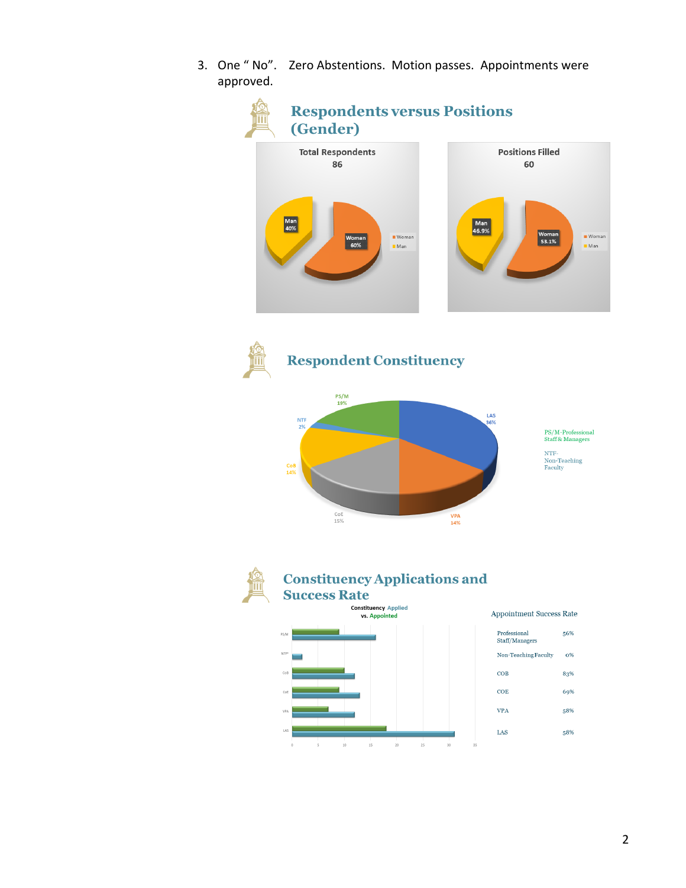3. One " No". Zero Abstentions. Motion passes. Appointments were approved.

## Respondents versus Positions (Gender)

**Total Respondents**
86

- Man 40%
- Woman 60%

**Positions Filled**
60

- Man 46.9%
- Woman 53.1%

## Respondent Constituency

- LAS 36%
- VPA 14%
- CoE 15%
- CoB 14%
- NTF 2%
- PS/M 19%

PS/M-Professional Staff & Managers

NTF-Non-Teaching Faculty

## Constituency Applications and Success Rate

Constituency Applied vs. Appointed

**Appointment Success Rate**

| Constituency | Rate |
| --- | --- |
| Professional Staff/Managers | 56% |
| Non-Teaching Faculty | 0% |
| COB | 83% |
| COE | 69% |
| VPA | 58% |
| LAS | 58% |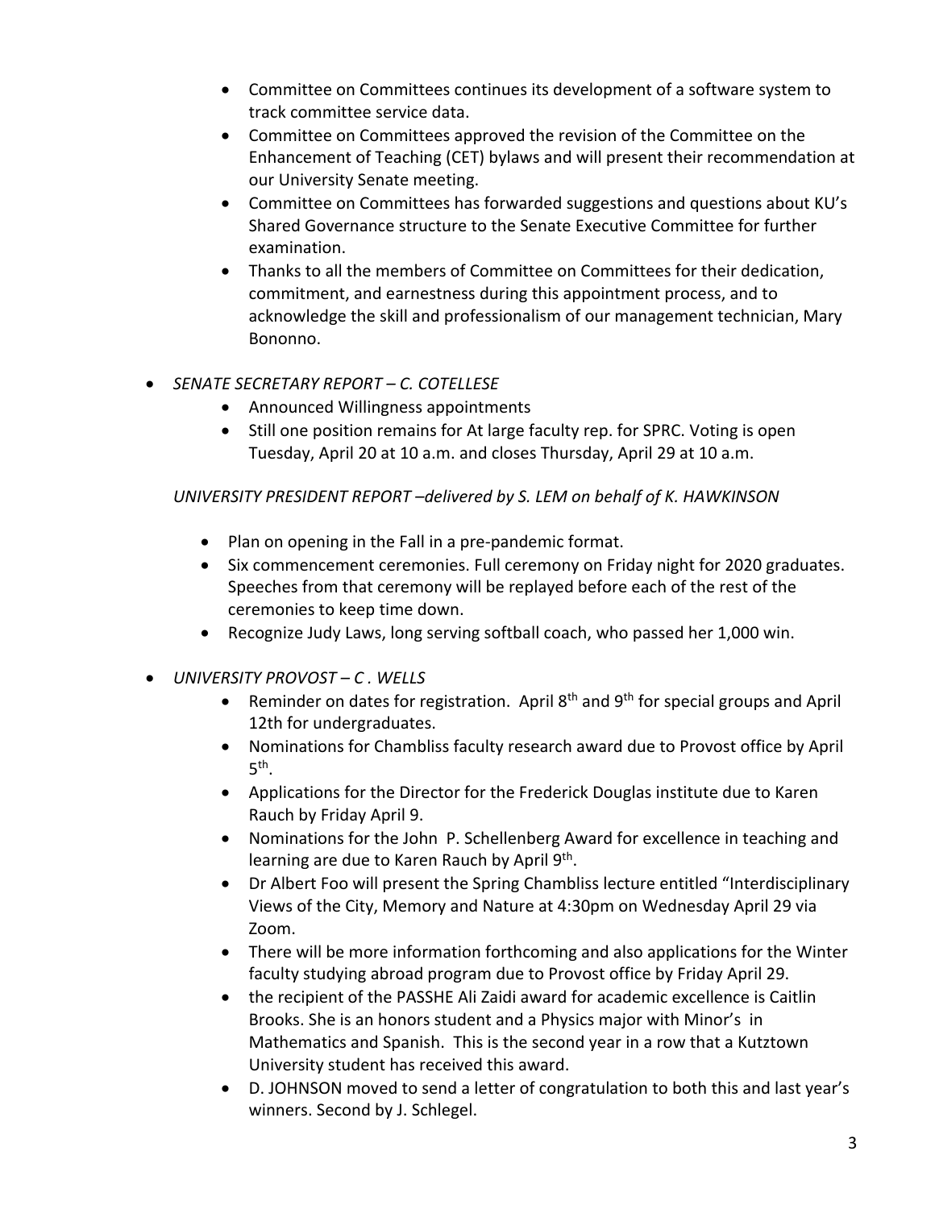- Committee on Committees continues its development of a software system to track committee service data.
- Committee on Committees approved the revision of the Committee on the Enhancement of Teaching (CET) bylaws and will present their recommendation at our University Senate meeting.
- Committee on Committees has forwarded suggestions and questions about KU's Shared Governance structure to the Senate Executive Committee for further examination.
- Thanks to all the members of Committee on Committees for their dedication, commitment, and earnestness during this appointment process, and to acknowledge the skill and professionalism of our management technician, Mary Bononno.

- *SENATE SECRETARY REPORT – C. COTELLESE*
  - Announced Willingness appointments
  - Still one position remains for At large faculty rep. for SPRC. Voting is open Tuesday, April 20 at 10 a.m. and closes Thursday, April 29 at 10 a.m.

*UNIVERSITY PRESIDENT REPORT –delivered by S. LEM on behalf of K. HAWKINSON*

- Plan on opening in the Fall in a pre-pandemic format.
- Six commencement ceremonies. Full ceremony on Friday night for 2020 graduates. Speeches from that ceremony will be replayed before each of the rest of the ceremonies to keep time down.
- Recognize Judy Laws, long serving softball coach, who passed her 1,000 win.

- *UNIVERSITY PROVOST – C . WELLS*
  - Reminder on dates for registration. April 8th and 9th for special groups and April 12th for undergraduates.
  - Nominations for Chambliss faculty research award due to Provost office by April 5th.
  - Applications for the Director for the Frederick Douglas institute due to Karen Rauch by Friday April 9.
  - Nominations for the John P. Schellenberg Award for excellence in teaching and learning are due to Karen Rauch by April 9th.
  - Dr Albert Foo will present the Spring Chambliss lecture entitled "Interdisciplinary Views of the City, Memory and Nature at 4:30pm on Wednesday April 29 via Zoom.
  - There will be more information forthcoming and also applications for the Winter faculty studying abroad program due to Provost office by Friday April 29.
  - the recipient of the PASSHE Ali Zaidi award for academic excellence is Caitlin Brooks. She is an honors student and a Physics major with Minor's in Mathematics and Spanish. This is the second year in a row that a Kutztown University student has received this award.
  - D. JOHNSON moved to send a letter of congratulation to both this and last year's winners. Second by J. Schlegel.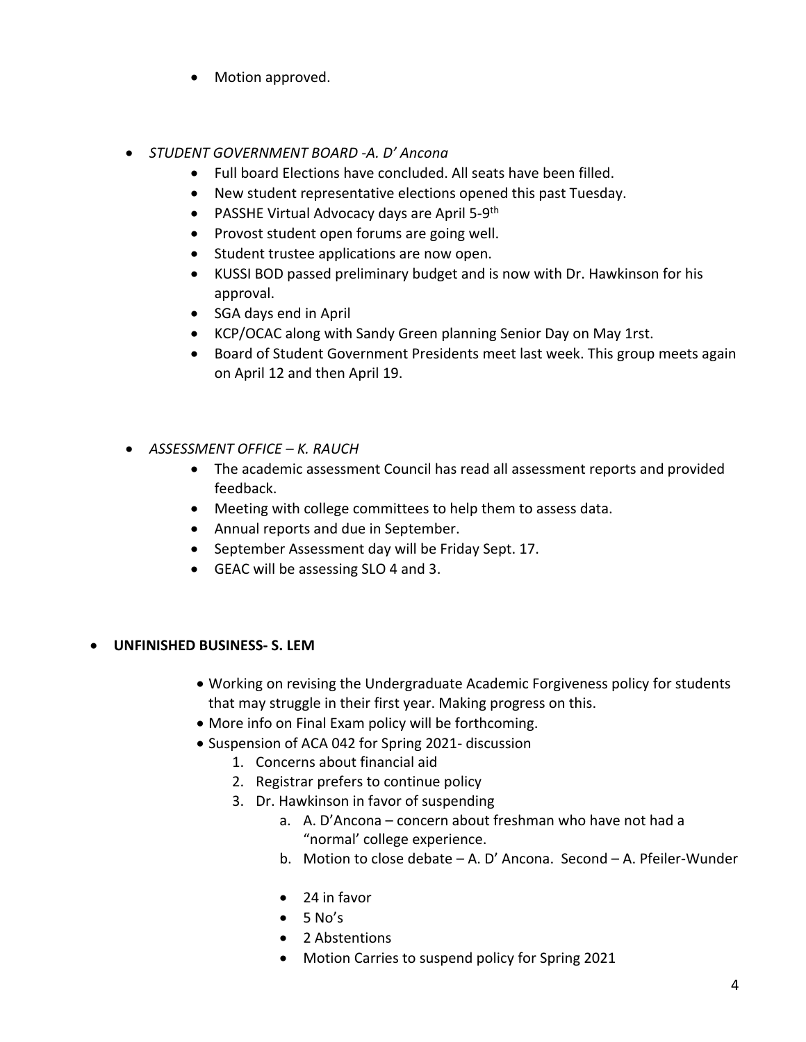- Motion approved.

- *STUDENT GOVERNMENT BOARD -A. D' Ancona*
  - Full board Elections have concluded. All seats have been filled.
  - New student representative elections opened this past Tuesday.
  - PASSHE Virtual Advocacy days are April 5-9th
  - Provost student open forums are going well.
  - Student trustee applications are now open.
  - KUSSI BOD passed preliminary budget and is now with Dr. Hawkinson for his approval.
  - SGA days end in April
  - KCP/OCAC along with Sandy Green planning Senior Day on May 1rst.
  - Board of Student Government Presidents meet last week. This group meets again on April 12 and then April 19.

- *ASSESSMENT OFFICE – K. RAUCH*
  - The academic assessment Council has read all assessment reports and provided feedback.
  - Meeting with college committees to help them to assess data.
  - Annual reports and due in September.
  - September Assessment day will be Friday Sept. 17.
  - GEAC will be assessing SLO 4 and 3.

- **UNFINISHED BUSINESS- S. LEM**
  - Working on revising the Undergraduate Academic Forgiveness policy for students that may struggle in their first year. Making progress on this.
  - More info on Final Exam policy will be forthcoming.
  - Suspension of ACA 042 for Spring 2021- discussion
    1. Concerns about financial aid
    2. Registrar prefers to continue policy
    3. Dr. Hawkinson in favor of suspending
       a. A. D'Ancona – concern about freshman who have not had a "normal' college experience.
       b. Motion to close debate – A. D' Ancona. Second – A. Pfeiler-Wunder

       - 24 in favor
       - 5 No's
       - 2 Abstentions
       - Motion Carries to suspend policy for Spring 2021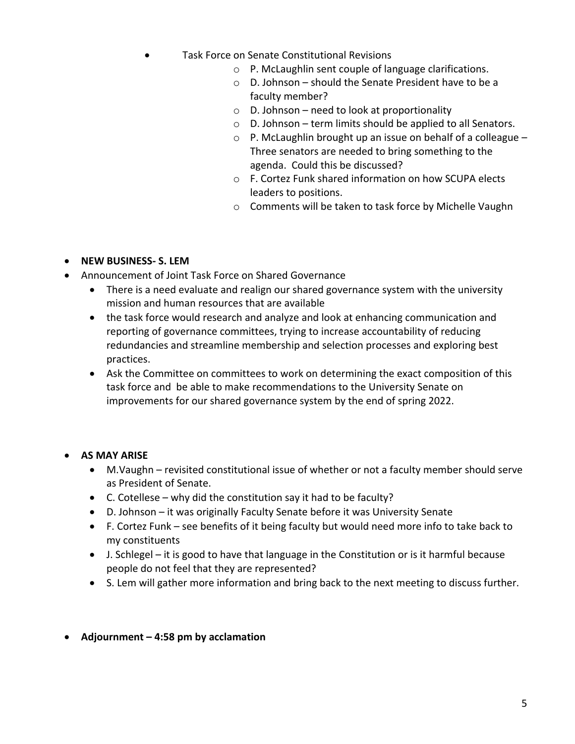- Task Force on Senate Constitutional Revisions
  - P. McLaughlin sent couple of language clarifications.
  - D. Johnson – should the Senate President have to be a faculty member?
  - D. Johnson – need to look at proportionality
  - D. Johnson – term limits should be applied to all Senators.
  - P. McLaughlin brought up an issue on behalf of a colleague – Three senators are needed to bring something to the agenda. Could this be discussed?
  - F. Cortez Funk shared information on how SCUPA elects leaders to positions.
  - Comments will be taken to task force by Michelle Vaughn

- **NEW BUSINESS- S. LEM**
- Announcement of Joint Task Force on Shared Governance
  - There is a need evaluate and realign our shared governance system with the university mission and human resources that are available
  - the task force would research and analyze and look at enhancing communication and reporting of governance committees, trying to increase accountability of reducing redundancies and streamline membership and selection processes and exploring best practices.
  - Ask the Committee on committees to work on determining the exact composition of this task force and be able to make recommendations to the University Senate on improvements for our shared governance system by the end of spring 2022.

- **AS MAY ARISE**
  - M.Vaughn – revisited constitutional issue of whether or not a faculty member should serve as President of Senate.
  - C. Cotellese – why did the constitution say it had to be faculty?
  - D. Johnson – it was originally Faculty Senate before it was University Senate
  - F. Cortez Funk – see benefits of it being faculty but would need more info to take back to my constituents
  - J. Schlegel – it is good to have that language in the Constitution or is it harmful because people do not feel that they are represented?
  - S. Lem will gather more information and bring back to the next meeting to discuss further.

- **Adjournment – 4:58 pm by acclamation**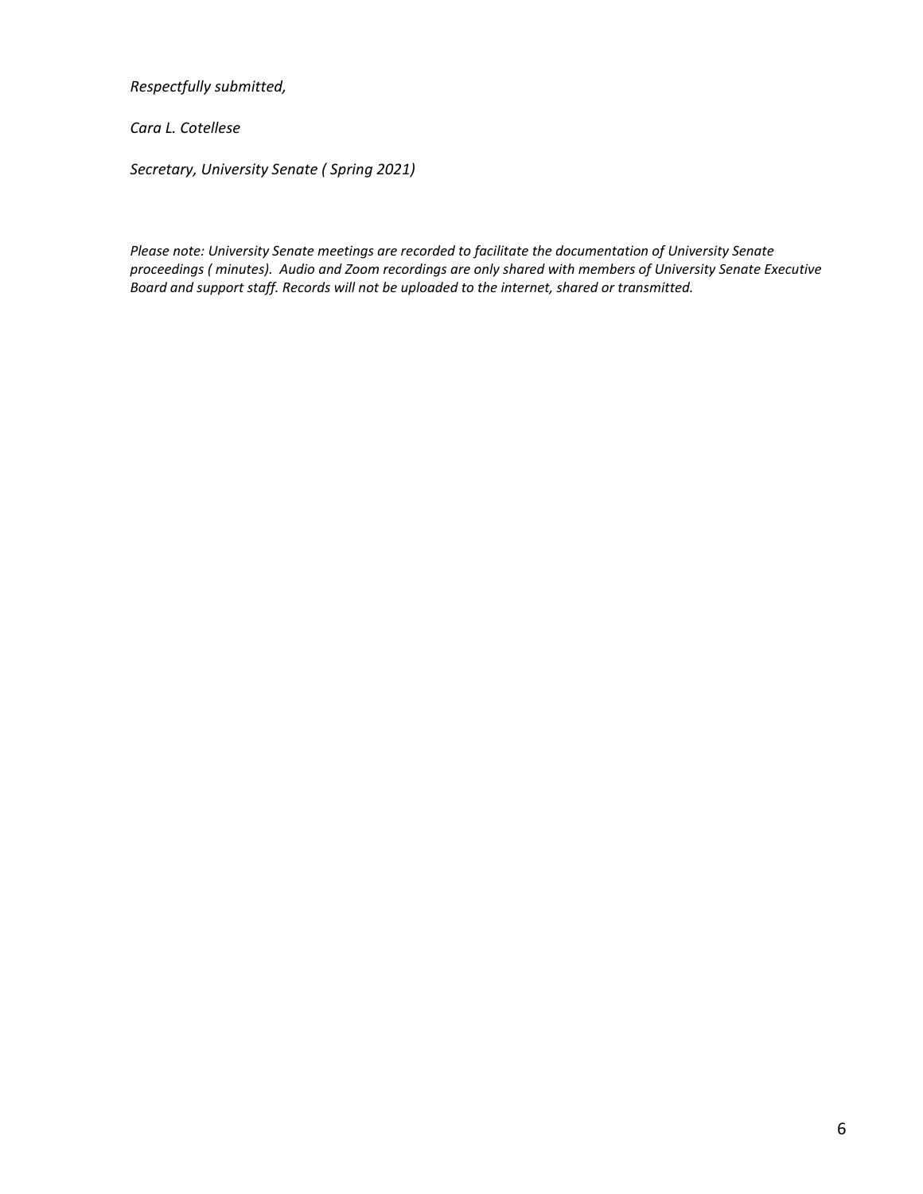*Respectfully submitted,*

*Cara L. Cotellese*

*Secretary, University Senate ( Spring 2021)*

*Please note: University Senate meetings are recorded to facilitate the documentation of University Senate proceedings ( minutes). Audio and Zoom recordings are only shared with members of University Senate Executive Board and support staff. Records will not be uploaded to the internet, shared or transmitted.*